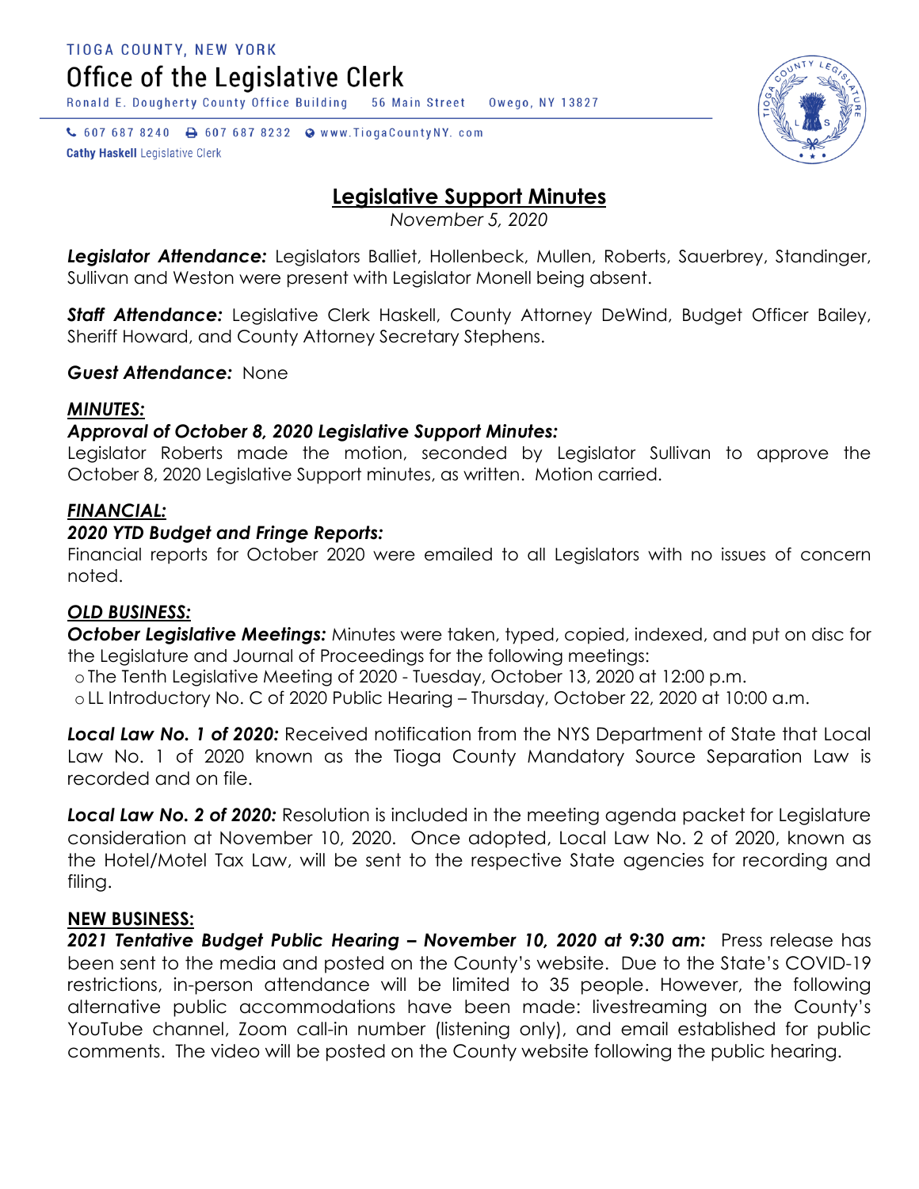TIOGA COUNTY, NEW YORK

Office of the Legislative Clerk

Ronald E. Dougherty County Office Building 56 Main Street Owego, NY 13827

607 687 8240 607 687 8232 www.TiogaCountyNY.com

**Cathy Haskell** Legislative Clerk

# Legislative Support Minutes

*November 5, 2020*

***Legislator Attendance:*** Legislators Balliet, Hollenbeck, Mullen, Roberts, Sauerbrey, Standinger, Sullivan and Weston were present with Legislator Monell being absent.

***Staff Attendance:*** Legislative Clerk Haskell, County Attorney DeWind, Budget Officer Bailey, Sheriff Howard, and County Attorney Secretary Stephens.

***Guest Attendance:*** None

***MINUTES:***

***Approval of October 8, 2020 Legislative Support Minutes:***
Legislator Roberts made the motion, seconded by Legislator Sullivan to approve the October 8, 2020 Legislative Support minutes, as written. Motion carried.

***FINANCIAL:***

***2020 YTD Budget and Fringe Reports:***
Financial reports for October 2020 were emailed to all Legislators with no issues of concern noted.

***OLD BUSINESS:***

***October Legislative Meetings:*** Minutes were taken, typed, copied, indexed, and put on disc for the Legislature and Journal of Proceedings for the following meetings:

- The Tenth Legislative Meeting of 2020 - Tuesday, October 13, 2020 at 12:00 p.m.
- LL Introductory No. C of 2020 Public Hearing – Thursday, October 22, 2020 at 10:00 a.m.

***Local Law No. 1 of 2020:*** Received notification from the NYS Department of State that Local Law No. 1 of 2020 known as the Tioga County Mandatory Source Separation Law is recorded and on file.

***Local Law No. 2 of 2020:*** Resolution is included in the meeting agenda packet for Legislature consideration at November 10, 2020. Once adopted, Local Law No. 2 of 2020, known as the Hotel/Motel Tax Law, will be sent to the respective State agencies for recording and filing.

**NEW BUSINESS:**

***2021 Tentative Budget Public Hearing – November 10, 2020 at 9:30 am:*** Press release has been sent to the media and posted on the County's website. Due to the State's COVID-19 restrictions, in-person attendance will be limited to 35 people. However, the following alternative public accommodations have been made: livestreaming on the County's YouTube channel, Zoom call-in number (listening only), and email established for public comments. The video will be posted on the County website following the public hearing.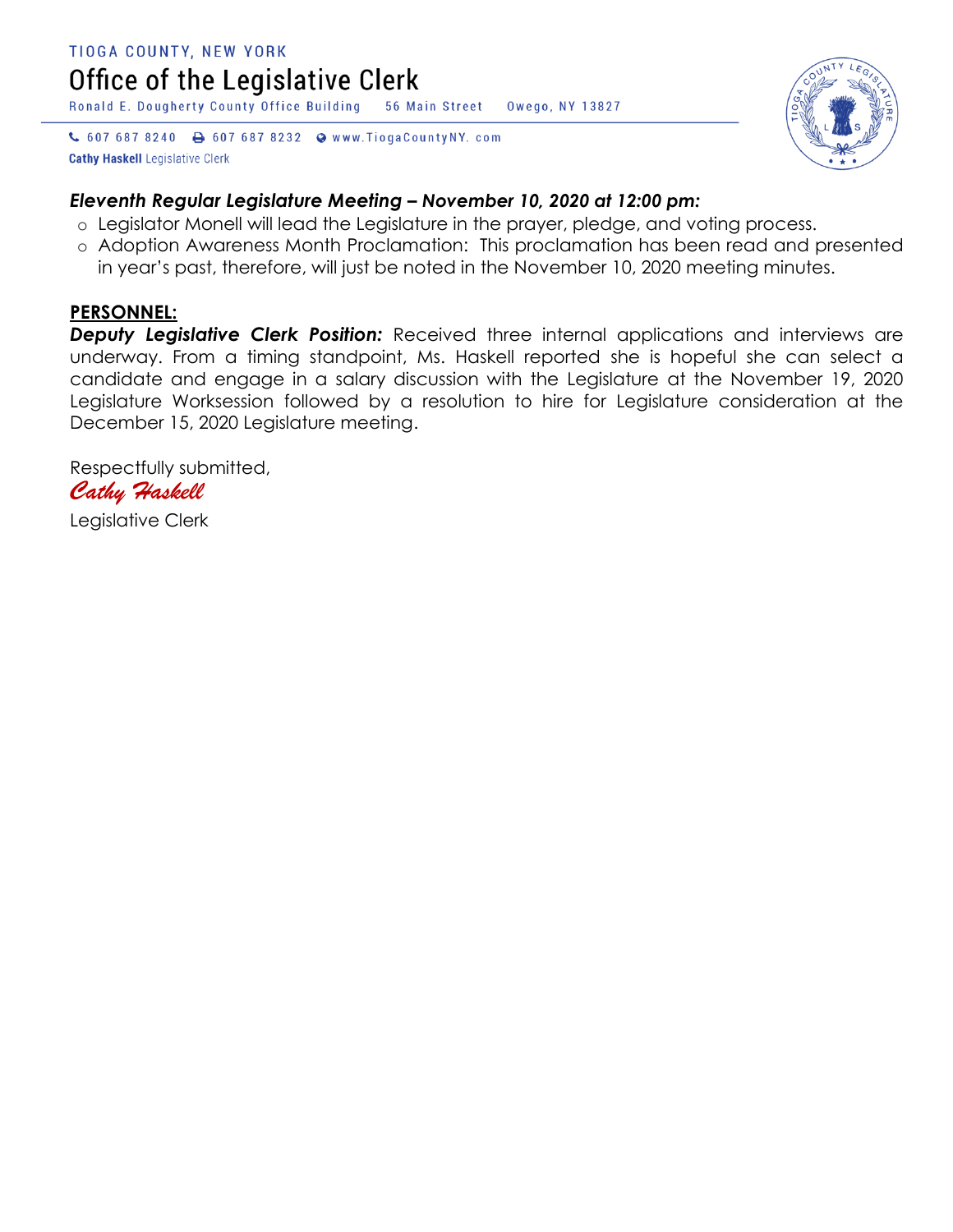TIOGA COUNTY, NEW YORK

# Office of the Legislative Clerk

Ronald E. Dougherty County Office Building 56 Main Street Owego, NY 13827

607 687 8240 607 687 8232 www.TiogaCountyNY. com

**Cathy Haskell** Legislative Clerk

### *Eleventh Regular Legislature Meeting – November 10, 2020 at 12:00 pm:*

- Legislator Monell will lead the Legislature in the prayer, pledge, and voting process.
- Adoption Awareness Month Proclamation: This proclamation has been read and presented in year's past, therefore, will just be noted in the November 10, 2020 meeting minutes.

**PERSONNEL:**

***Deputy Legislative Clerk Position:*** Received three internal applications and interviews are underway. From a timing standpoint, Ms. Haskell reported she is hopeful she can select a candidate and engage in a salary discussion with the Legislature at the November 19, 2020 Legislature Worksession followed by a resolution to hire for Legislature consideration at the December 15, 2020 Legislature meeting.

Respectfully submitted,

*Cathy Haskell*

Legislative Clerk